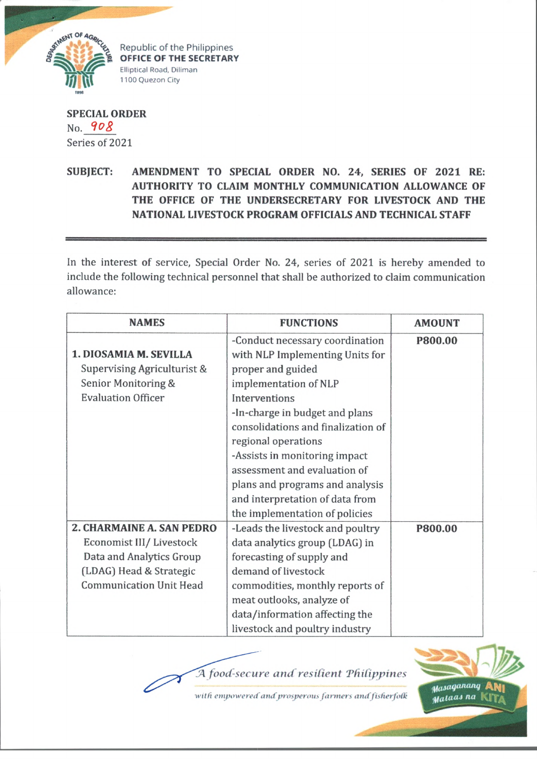Republic of the Philippines
**OFFICE OF THE SECRETARY**
Elliptical Road, Diliman
1100 Quezon City

**SPECIAL ORDER**
No. 908
Series of 2021

**SUBJECT: AMENDMENT TO SPECIAL ORDER NO. 24, SERIES OF 2021 RE: AUTHORITY TO CLAIM MONTHLY COMMUNICATION ALLOWANCE OF THE OFFICE OF THE UNDERSECRETARY FOR LIVESTOCK AND THE NATIONAL LIVESTOCK PROGRAM OFFICIALS AND TECHNICAL STAFF**

---

In the interest of service, Special Order No. 24, series of 2021 is hereby amended to include the following technical personnel that shall be authorized to claim communication allowance:

| NAMES | FUNCTIONS | AMOUNT |
| --- | --- | --- |
| **1. DIOSAMIA M. SEVILLA**<br>Supervising Agriculturist & Senior Monitoring & Evaluation Officer | -Conduct necessary coordination with NLP Implementing Units for proper and guided implementation of NLP Interventions<br>-In-charge in budget and plans consolidations and finalization of regional operations<br>-Assists in monitoring impact assessment and evaluation of plans and programs and analysis and interpretation of data from the implementation of policies | **P800.00** |
| **2. CHARMAINE A. SAN PEDRO**<br>Economist III/ Livestock Data and Analytics Group (LDAG) Head & Strategic Communication Unit Head | -Leads the livestock and poultry data analytics group (LDAG) in forecasting of supply and demand of livestock commodities, monthly reports of meat outlooks, analyze of data/information affecting the livestock and poultry industry | **P800.00** |

*A food-secure and resilient Philippines*
*with empowered and prosperous farmers and fisherfolk*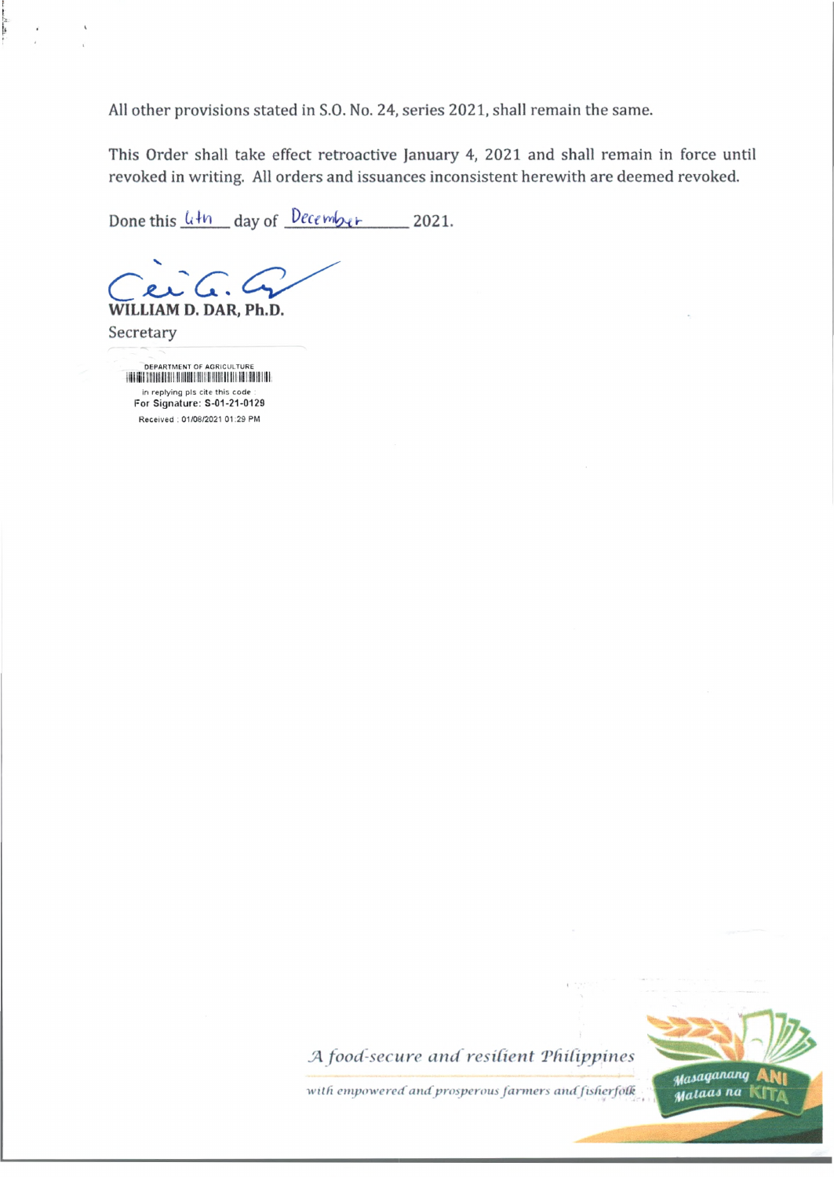All other provisions stated in S.O. No. 24, series 2021, shall remain the same.

This Order shall take effect retroactive January 4, 2021 and shall remain in force until revoked in writing. All orders and issuances inconsistent herewith are deemed revoked.

Done this 4th day of December 2021.

**WILLIAM D. DAR, Ph.D.**
Secretary

DEPARTMENT OF AGRICULTURE
in replying pls cite this code :
For Signature: S-01-21-0129
Received : 01/06/2021 01:29 PM

*A food-secure and resilient Philippines*
*with empowered and prosperous farmers and fisherfolk*

Masaganang ANI Mataas na KITA